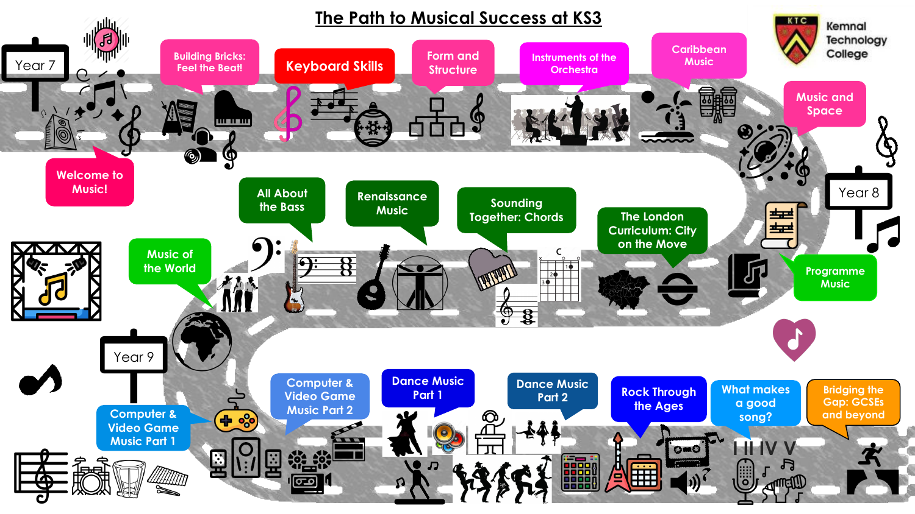# The Path to Musical Success at KS3

Kemnal Technology College

## Year 7

- Welcome to Music!
- Building Bricks: Feel the Beat!
- Keyboard Skills
- Form and Structure
- Instruments of the Orchestra
- Caribbean Music
- Music and Space

## Year 8

- Programme Music
- The London Curriculum: City on the Move
- Sounding Together: Chords
- Renaissance Music
- All About the Bass
- Music of the World

## Year 9

- Computer & Video Game Music Part 1
- Computer & Video Game Music Part 2
- Dance Music Part 1
- Dance Music Part 2
- Rock Through the Ages
- What makes a good song?
- Bridging the Gap: GCSEs and beyond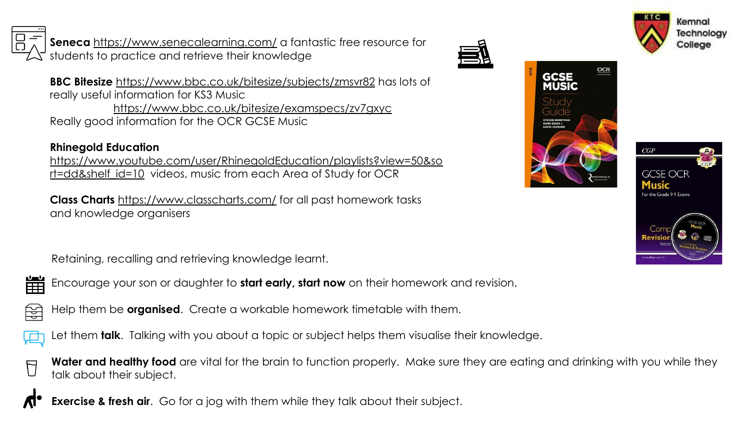**Seneca** https://www.senecalearning.com/ a fantastic free resource for students to practice and retrieve their knowledge

**BBC Bitesize** https://www.bbc.co.uk/bitesize/subjects/zmsvr82 has lots of really useful information for KS3 Music
https://www.bbc.co.uk/bitesize/examspecs/zv7gxyc
Really good information for the OCR GCSE Music

**Rhinegold Education**
https://www.youtube.com/user/RhinegoldEducation/playlists?view=50&sort=dd&shelf_id=10 videos, music from each Area of Study for OCR

**Class Charts** https://www.classcharts.com/ for all past homework tasks and knowledge organisers

Retaining, recalling and retrieving knowledge learnt.

Encourage your son or daughter to **start early, start now** on their homework and revision.

Help them be **organised**. Create a workable homework timetable with them.

Let them **talk**. Talking with you about a topic or subject helps them visualise their knowledge.

**Water and healthy food** are vital for the brain to function properly. Make sure they are eating and drinking with you while they talk about their subject.

**Exercise & fresh air**. Go for a jog with them while they talk about their subject.